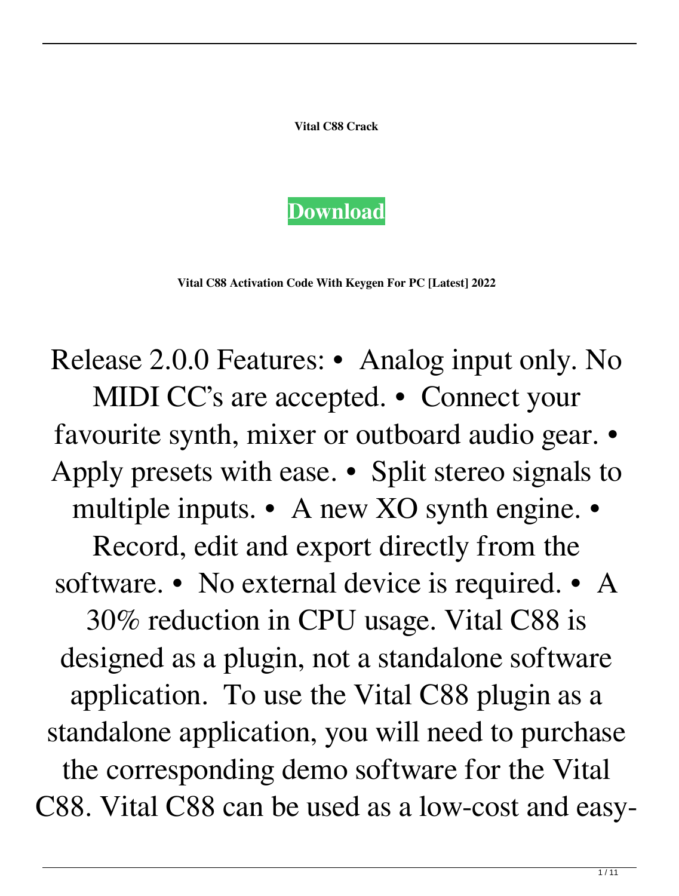**Vital C88 Crack**

**Download**

**Vital C88 Activation Code With Keygen For PC [Latest] 2022**

Release 2.0.0 Features: • Analog input only. No MIDI CC's are accepted. • Connect your favourite synth, mixer or outboard audio gear. • Apply presets with ease. • Split stereo signals to multiple inputs. • A new XO synth engine. • Record, edit and export directly from the software. • No external device is required. • A 30% reduction in CPU usage. Vital C88 is designed as a plugin, not a standalone software application. To use the Vital C88 plugin as a standalone application, you will need to purchase the corresponding demo software for the Vital C88. Vital C88 can be used as a low-cost and easy-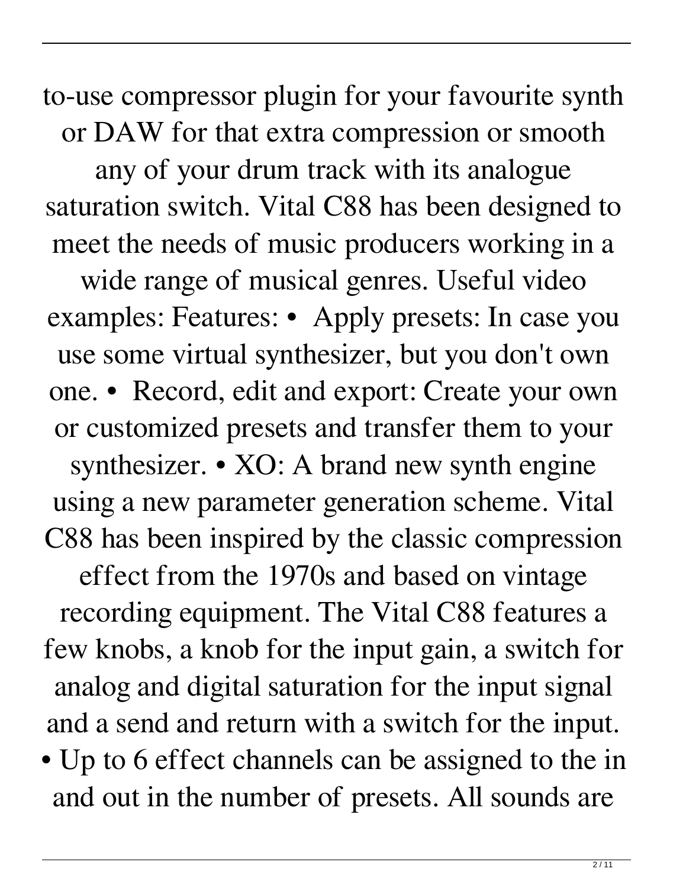to-use compressor plugin for your favourite synth or DAW for that extra compression or smooth any of your drum track with its analogue saturation switch. Vital C88 has been designed to meet the needs of music producers working in a wide range of musical genres. Useful video examples: Features: • Apply presets: In case you use some virtual synthesizer, but you don't own one. • Record, edit and export: Create your own or customized presets and transfer them to your synthesizer. • XO: A brand new synth engine using a new parameter generation scheme. Vital C88 has been inspired by the classic compression effect from the 1970s and based on vintage recording equipment. The Vital C88 features a few knobs, a knob for the input gain, a switch for analog and digital saturation for the input signal and a send and return with a switch for the input. • Up to 6 effect channels can be assigned to the in and out in the number of presets. All sounds are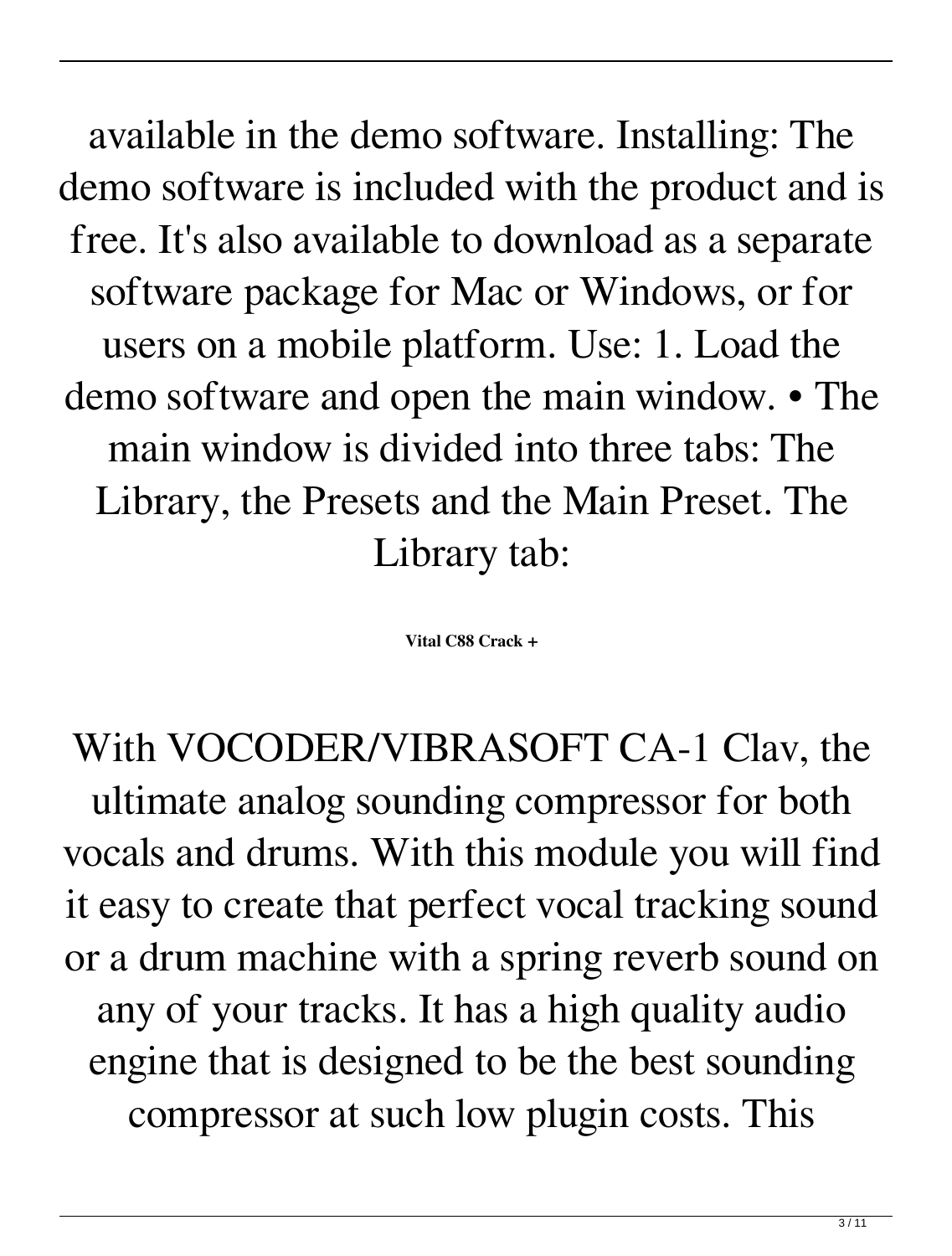available in the demo software. Installing: The demo software is included with the product and is free. It's also available to download as a separate software package for Mac or Windows, or for users on a mobile platform. Use: 1. Load the demo software and open the main window. • The main window is divided into three tabs: The Library, the Presets and the Main Preset. The Library tab:

**Vital C88 Crack +**

With VOCODER/VIBRASOFT CA-1 Clav, the ultimate analog sounding compressor for both vocals and drums. With this module you will find it easy to create that perfect vocal tracking sound or a drum machine with a spring reverb sound on any of your tracks. It has a high quality audio engine that is designed to be the best sounding compressor at such low plugin costs. This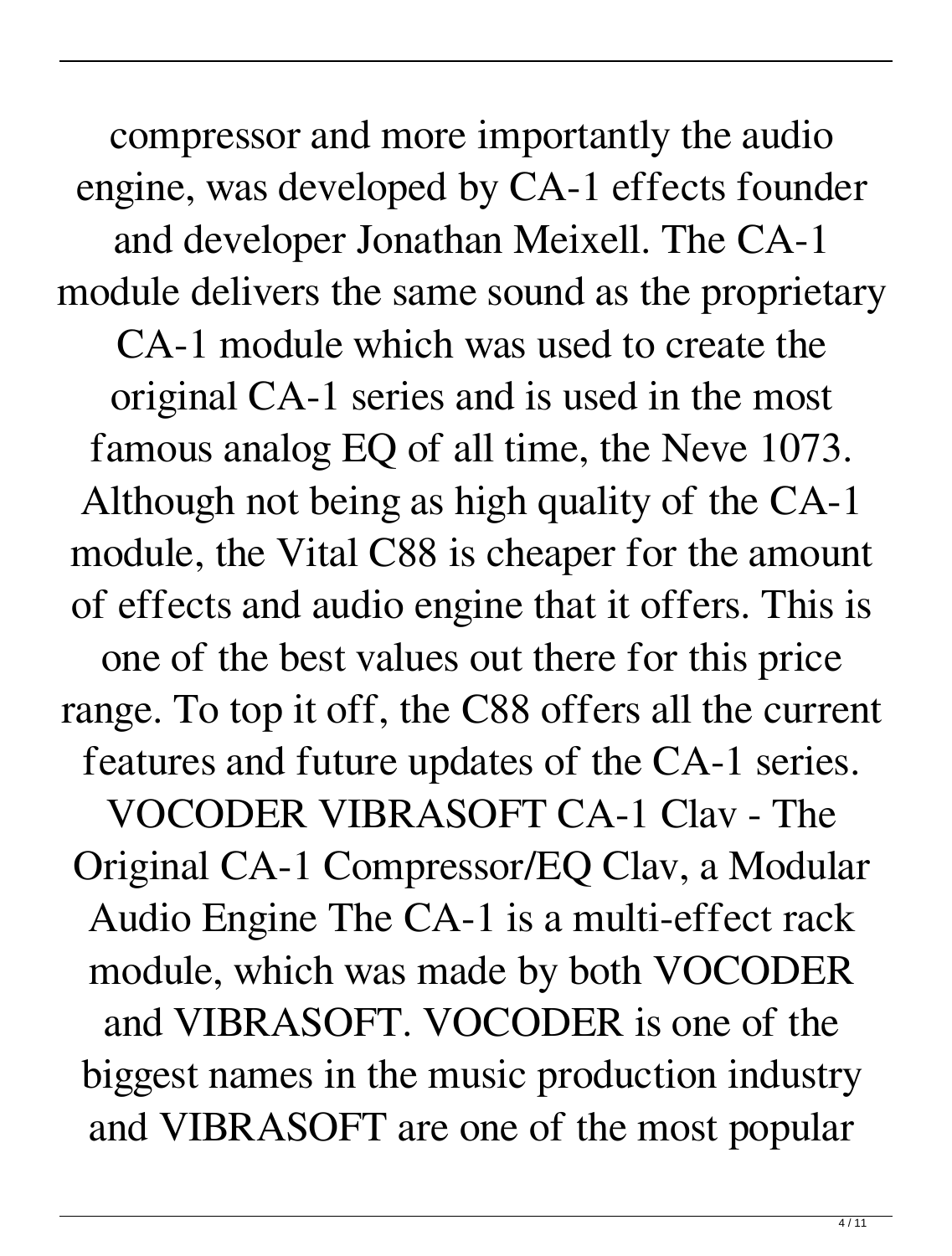compressor and more importantly the audio engine, was developed by CA-1 effects founder and developer Jonathan Meixell. The CA-1 module delivers the same sound as the proprietary CA-1 module which was used to create the original CA-1 series and is used in the most famous analog EQ of all time, the Neve 1073. Although not being as high quality of the CA-1 module, the Vital C88 is cheaper for the amount of effects and audio engine that it offers. This is one of the best values out there for this price range. To top it off, the C88 offers all the current features and future updates of the CA-1 series. VOCODER VIBRASOFT CA-1 Clav - The Original CA-1 Compressor/EQ Clav, a Modular Audio Engine The CA-1 is a multi-effect rack module, which was made by both VOCODER and VIBRASOFT. VOCODER is one of the biggest names in the music production industry and VIBRASOFT are one of the most popular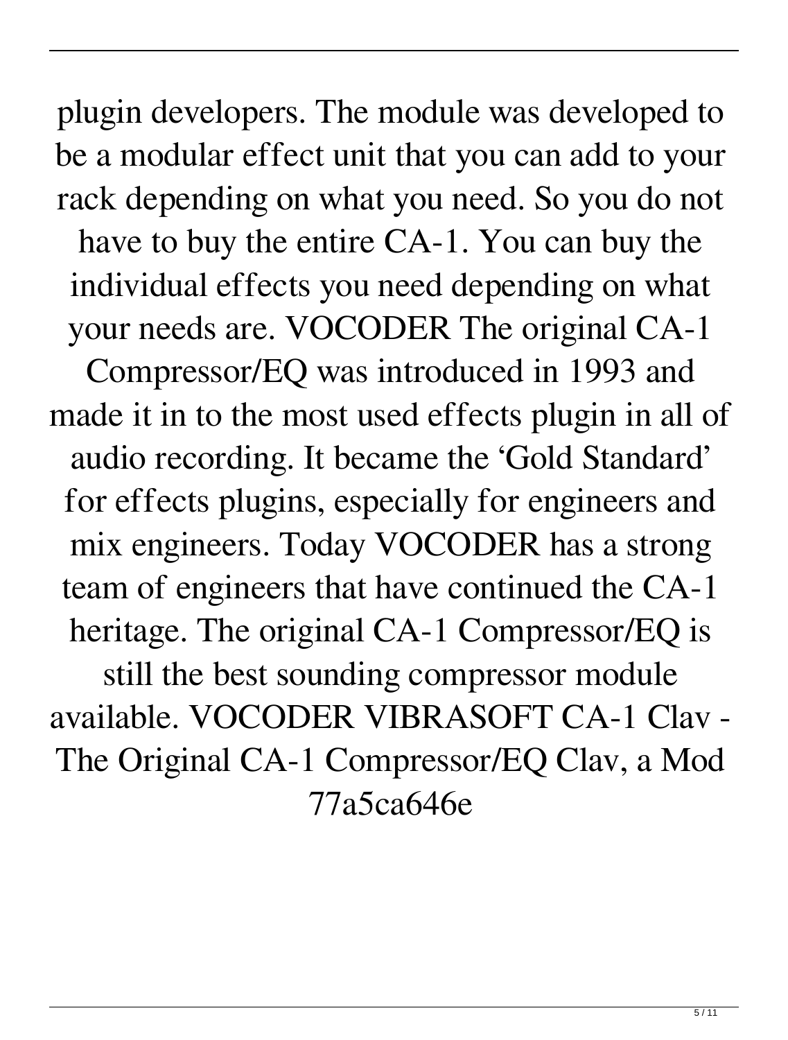plugin developers. The module was developed to be a modular effect unit that you can add to your rack depending on what you need. So you do not have to buy the entire CA-1. You can buy the individual effects you need depending on what your needs are. VOCODER The original CA-1 Compressor/EQ was introduced in 1993 and made it in to the most used effects plugin in all of audio recording. It became the 'Gold Standard' for effects plugins, especially for engineers and mix engineers. Today VOCODER has a strong team of engineers that have continued the CA-1 heritage. The original CA-1 Compressor/EQ is still the best sounding compressor module available. VOCODER VIBRASOFT CA-1 Clav - The Original CA-1 Compressor/EQ Clav, a Mod 77a5ca646e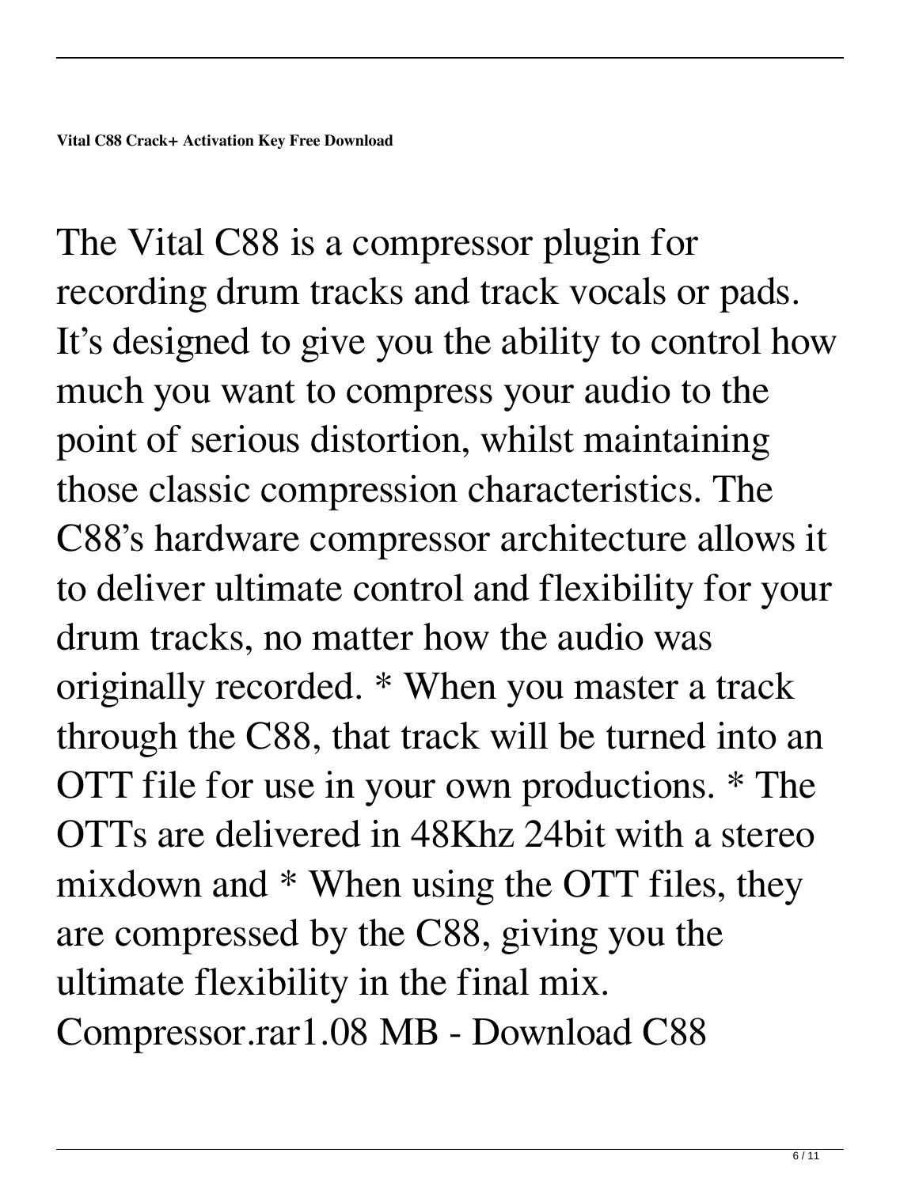**Vital C88 Crack+ Activation Key Free Download**

The Vital C88 is a compressor plugin for recording drum tracks and track vocals or pads. It's designed to give you the ability to control how much you want to compress your audio to the point of serious distortion, whilst maintaining those classic compression characteristics. The C88's hardware compressor architecture allows it to deliver ultimate control and flexibility for your drum tracks, no matter how the audio was originally recorded. * When you master a track through the C88, that track will be turned into an OTT file for use in your own productions. * The OTTs are delivered in 48Khz 24bit with a stereo mixdown and * When using the OTT files, they are compressed by the C88, giving you the ultimate flexibility in the final mix. Compressor.rar1.08 MB - Download C88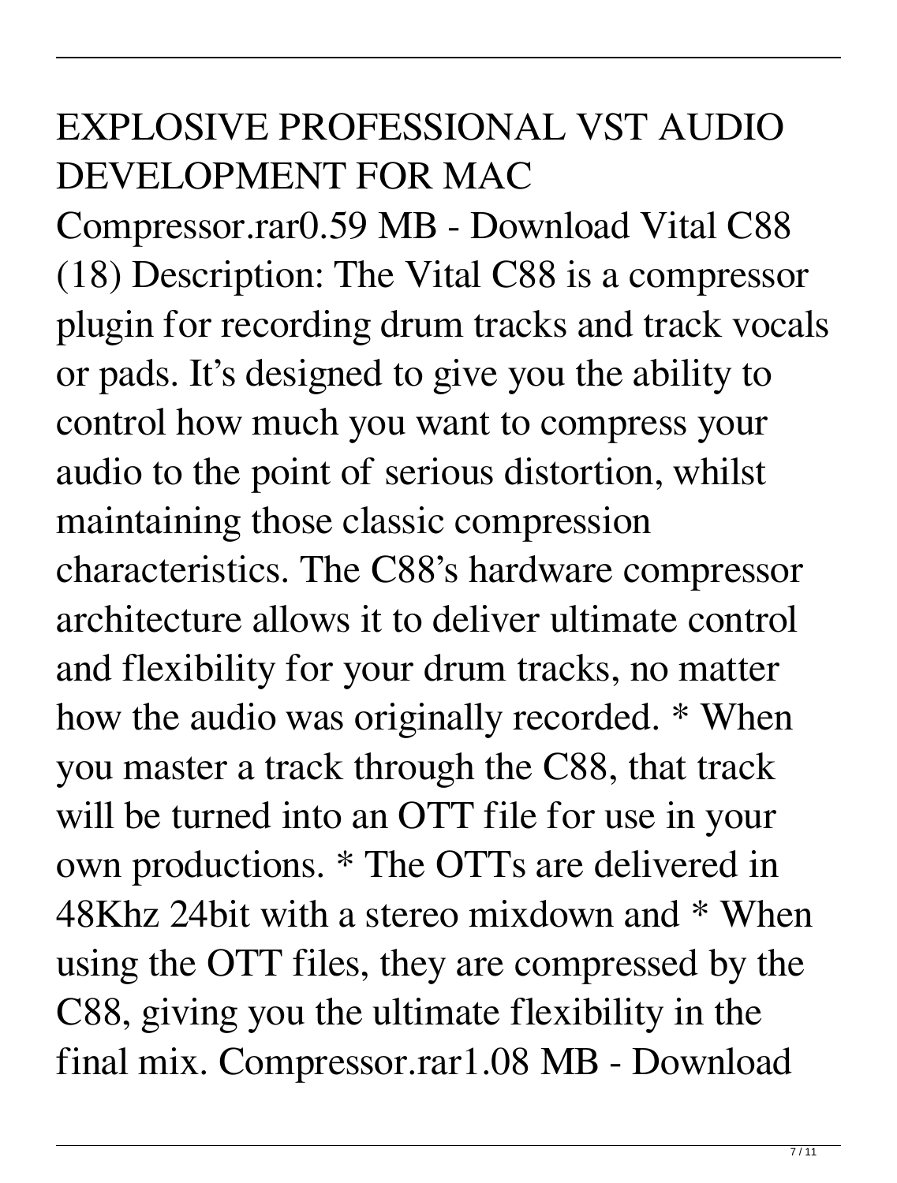# EXPLOSIVE PROFESSIONAL VST AUDIO DEVELOPMENT FOR MAC

Compressor.rar0.59 MB - Download Vital C88 (18) Description: The Vital C88 is a compressor plugin for recording drum tracks and track vocals or pads. It's designed to give you the ability to control how much you want to compress your audio to the point of serious distortion, whilst maintaining those classic compression characteristics. The C88's hardware compressor architecture allows it to deliver ultimate control and flexibility for your drum tracks, no matter how the audio was originally recorded. * When you master a track through the C88, that track will be turned into an OTT file for use in your own productions. * The OTTs are delivered in 48Khz 24bit with a stereo mixdown and * When using the OTT files, they are compressed by the C88, giving you the ultimate flexibility in the final mix. Compressor.rar1.08 MB - Download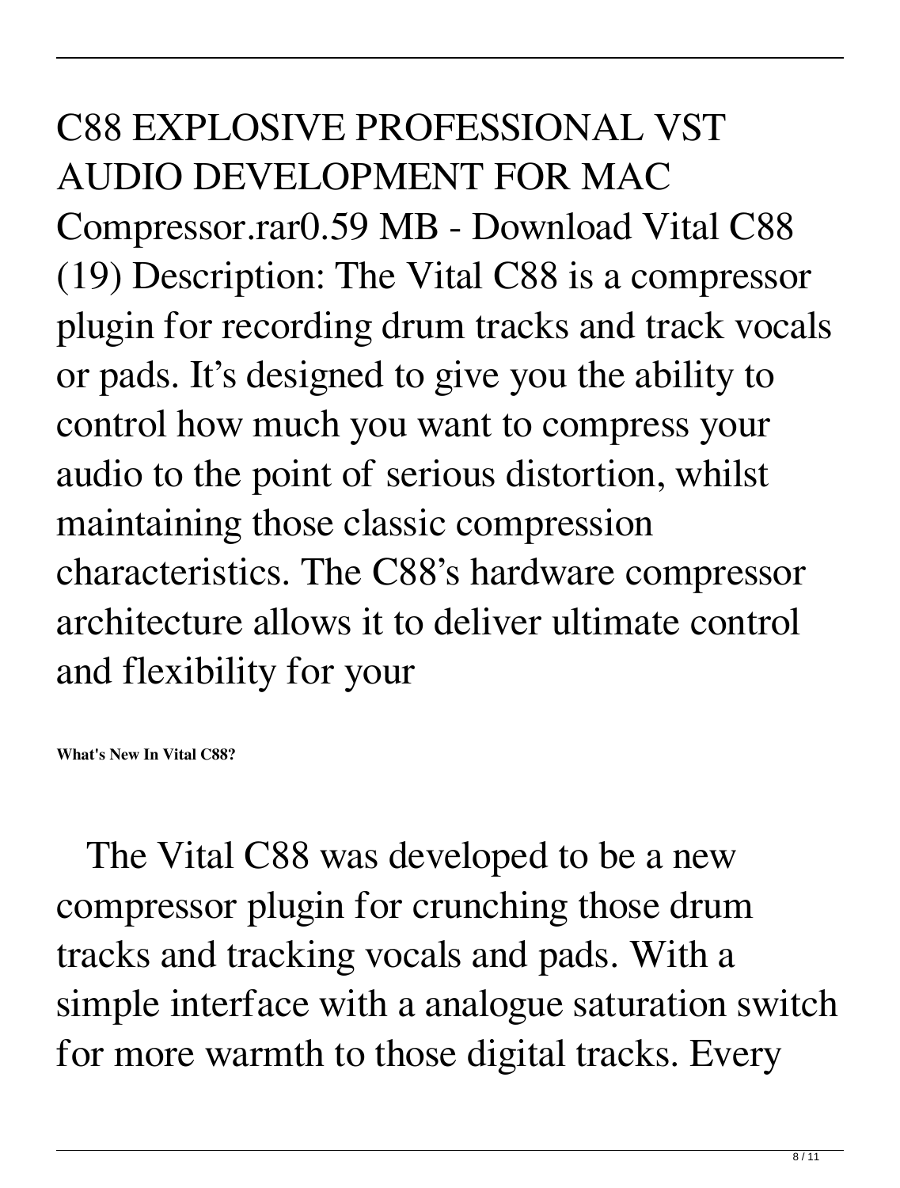C88 EXPLOSIVE PROFESSIONAL VST AUDIO DEVELOPMENT FOR MAC Compressor.rar0.59 MB - Download Vital C88 (19) Description: The Vital C88 is a compressor plugin for recording drum tracks and track vocals or pads. It's designed to give you the ability to control how much you want to compress your audio to the point of serious distortion, whilst maintaining those classic compression characteristics. The C88's hardware compressor architecture allows it to deliver ultimate control and flexibility for your

**What's New In Vital C88?**

The Vital C88 was developed to be a new compressor plugin for crunching those drum tracks and tracking vocals and pads. With a simple interface with a analogue saturation switch for more warmth to those digital tracks. Every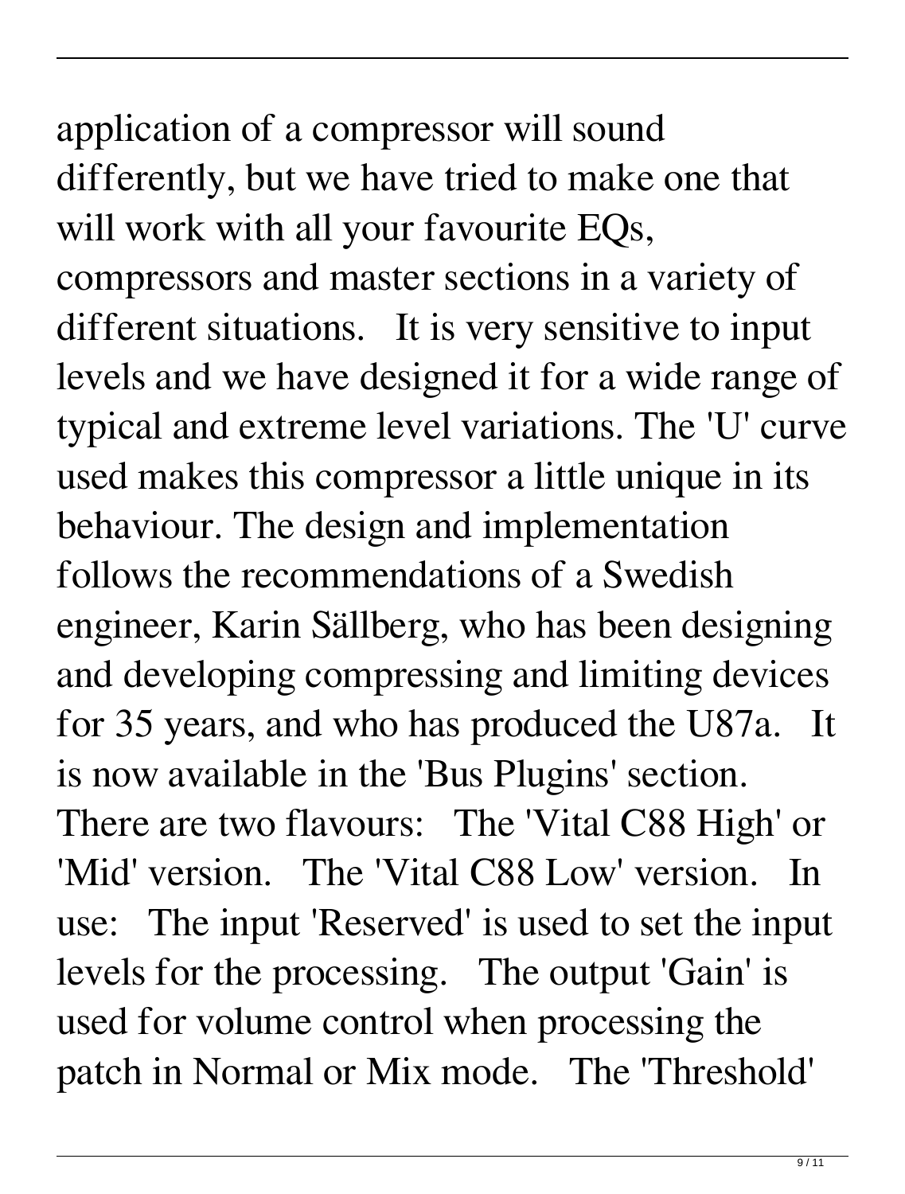application of a compressor will sound differently, but we have tried to make one that will work with all your favourite EQs, compressors and master sections in a variety of different situations.  It is very sensitive to input levels and we have designed it for a wide range of typical and extreme level variations. The 'U' curve used makes this compressor a little unique in its behaviour. The design and implementation follows the recommendations of a Swedish engineer, Karin Sällberg, who has been designing and developing compressing and limiting devices for 35 years, and who has produced the U87a.  It is now available in the 'Bus Plugins' section.  There are two flavours:  The 'Vital C88 High' or 'Mid' version.  The 'Vital C88 Low' version.  In use:  The input 'Reserved' is used to set the input levels for the processing.  The output 'Gain' is used for volume control when processing the patch in Normal or Mix mode.  The 'Threshold'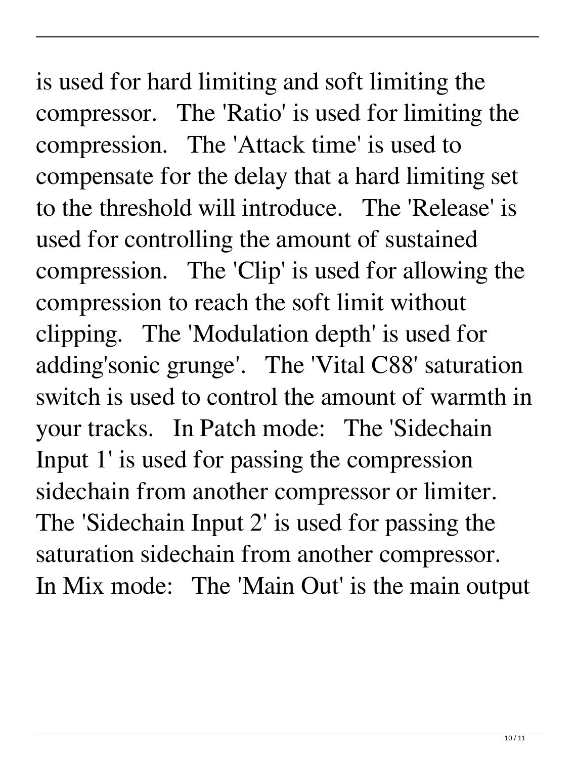is used for hard limiting and soft limiting the compressor. The 'Ratio' is used for limiting the compression. The 'Attack time' is used to compensate for the delay that a hard limiting set to the threshold will introduce. The 'Release' is used for controlling the amount of sustained compression. The 'Clip' is used for allowing the compression to reach the soft limit without clipping. The 'Modulation depth' is used for adding'sonic grunge'. The 'Vital C88' saturation switch is used to control the amount of warmth in your tracks. In Patch mode: The 'Sidechain Input 1' is used for passing the compression sidechain from another compressor or limiter. The 'Sidechain Input 2' is used for passing the saturation sidechain from another compressor. In Mix mode: The 'Main Out' is the main output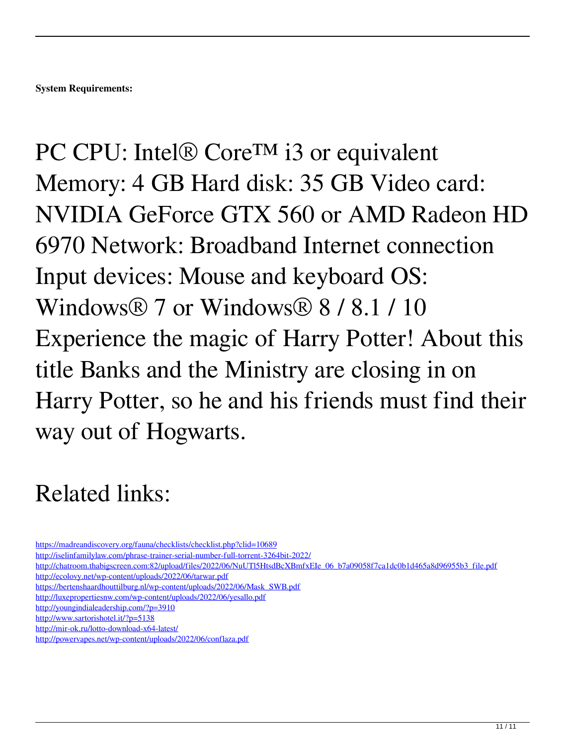**System Requirements:**

PC CPU: Intel® Core™ i3 or equivalent Memory: 4 GB Hard disk: 35 GB Video card: NVIDIA GeForce GTX 560 or AMD Radeon HD 6970 Network: Broadband Internet connection Input devices: Mouse and keyboard OS: Windows® 7 or Windows® 8 / 8.1 / 10 Experience the magic of Harry Potter! About this title Banks and the Ministry are closing in on Harry Potter, so he and his friends must find their way out of Hogwarts.

# Related links:

https://madreandiscovery.org/fauna/checklists/checklist.php?clid=10689
http://iselinfamilylaw.com/phrase-trainer-serial-number-full-torrent-3264bit-2022/
http://chatroom.thabigscreen.com:82/upload/files/2022/06/NuUTl5HtsdBcXBmfxEIe_06_b7a09058f7ca1dc0b1d465a8d96955b3_file.pdf
http://ecolovy.net/wp-content/uploads/2022/06/tarwar.pdf
https://bertenshaardhouttilburg.nl/wp-content/uploads/2022/06/Mask_SWB.pdf
http://luxepropertiesnw.com/wp-content/uploads/2022/06/yesallo.pdf
http://youngindialeadership.com/?p=3910
http://www.sartorishotel.it/?p=5138
http://mir-ok.ru/lotto-download-x64-latest/
http://powervapes.net/wp-content/uploads/2022/06/conflaza.pdf